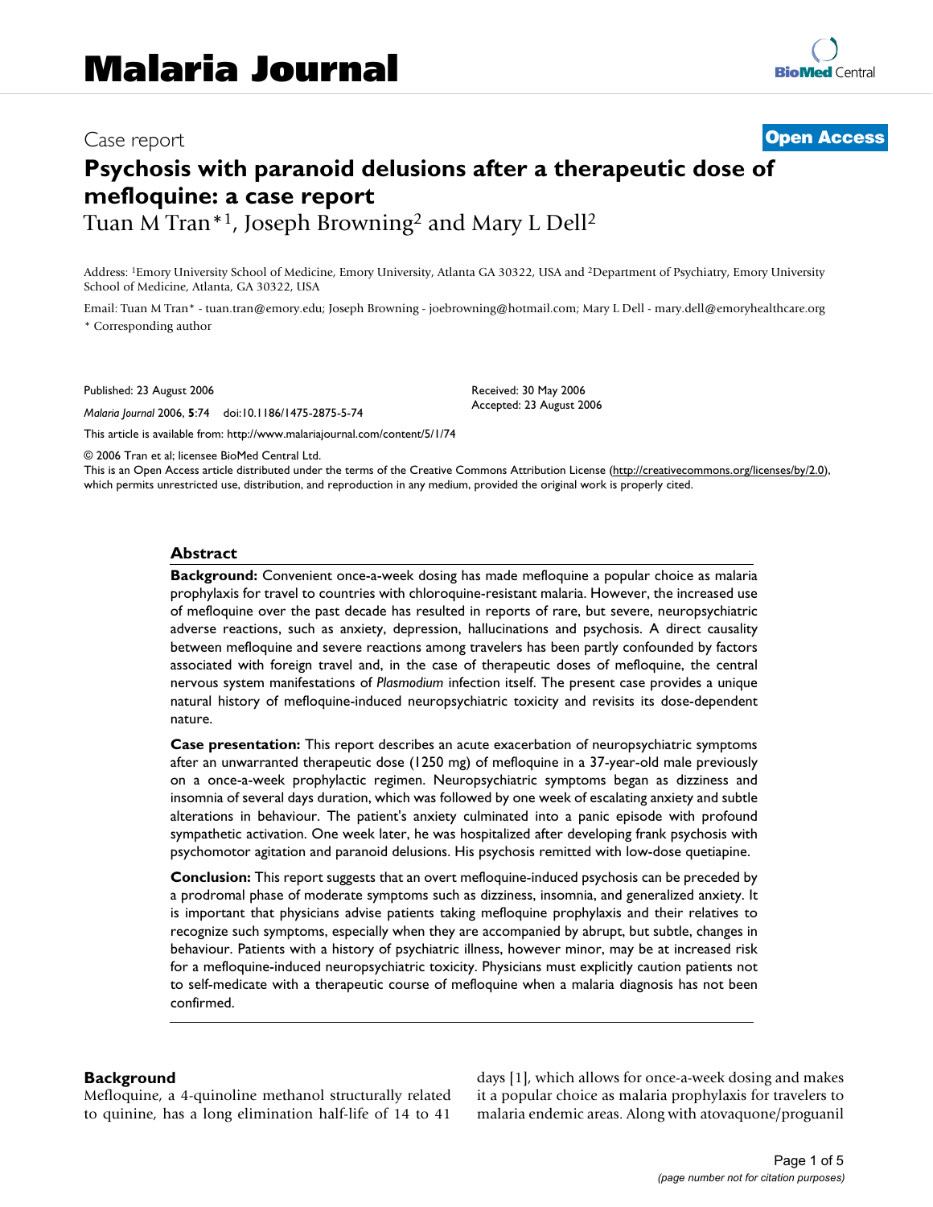# Malaria Journal

Case report **Open Access**

# Psychosis with paranoid delusions after a therapeutic dose of mefloquine: a case report

Tuan M Tran*[1], Joseph Browning[2] and Mary L Dell[2]

Address: [1]Emory University School of Medicine, Emory University, Atlanta GA 30322, USA and [2]Department of Psychiatry, Emory University School of Medicine, Atlanta, GA 30322, USA

Email: Tuan M Tran* - tuan.tran@emory.edu; Joseph Browning - joebrowning@hotmail.com; Mary L Dell - mary.dell@emoryhealthcare.org

* Corresponding author

Published: 23 August 2006

*Malaria Journal* 2006, **5**:74 doi:10.1186/1475-2875-5-74

Received: 30 May 2006

Accepted: 23 August 2006

This article is available from: http://www.malariajournal.com/content/5/1/74

© 2006 Tran et al; licensee BioMed Central Ltd.

This is an Open Access article distributed under the terms of the Creative Commons Attribution License (http://creativecommons.org/licenses/by/2.0), which permits unrestricted use, distribution, and reproduction in any medium, provided the original work is properly cited.

## Abstract

**Background:** Convenient once-a-week dosing has made mefloquine a popular choice as malaria prophylaxis for travel to countries with chloroquine-resistant malaria. However, the increased use of mefloquine over the past decade has resulted in reports of rare, but severe, neuropsychiatric adverse reactions, such as anxiety, depression, hallucinations and psychosis. A direct causality between mefloquine and severe reactions among travelers has been partly confounded by factors associated with foreign travel and, in the case of therapeutic doses of mefloquine, the central nervous system manifestations of *Plasmodium* infection itself. The present case provides a unique natural history of mefloquine-induced neuropsychiatric toxicity and revisits its dose-dependent nature.

**Case presentation:** This report describes an acute exacerbation of neuropsychiatric symptoms after an unwarranted therapeutic dose (1250 mg) of mefloquine in a 37-year-old male previously on a once-a-week prophylactic regimen. Neuropsychiatric symptoms began as dizziness and insomnia of several days duration, which was followed by one week of escalating anxiety and subtle alterations in behaviour. The patient's anxiety culminated into a panic episode with profound sympathetic activation. One week later, he was hospitalized after developing frank psychosis with psychomotor agitation and paranoid delusions. His psychosis remitted with low-dose quetiapine.

**Conclusion:** This report suggests that an overt mefloquine-induced psychosis can be preceded by a prodromal phase of moderate symptoms such as dizziness, insomnia, and generalized anxiety. It is important that physicians advise patients taking mefloquine prophylaxis and their relatives to recognize such symptoms, especially when they are accompanied by abrupt, but subtle, changes in behaviour. Patients with a history of psychiatric illness, however minor, may be at increased risk for a mefloquine-induced neuropsychiatric toxicity. Physicians must explicitly caution patients not to self-medicate with a therapeutic course of mefloquine when a malaria diagnosis has not been confirmed.

## Background

Mefloquine, a 4-quinoline methanol structurally related to quinine, has a long elimination half-life of 14 to 41 days [1], which allows for once-a-week dosing and makes it a popular choice as malaria prophylaxis for travelers to malaria endemic areas. Along with atovaquone/proguanil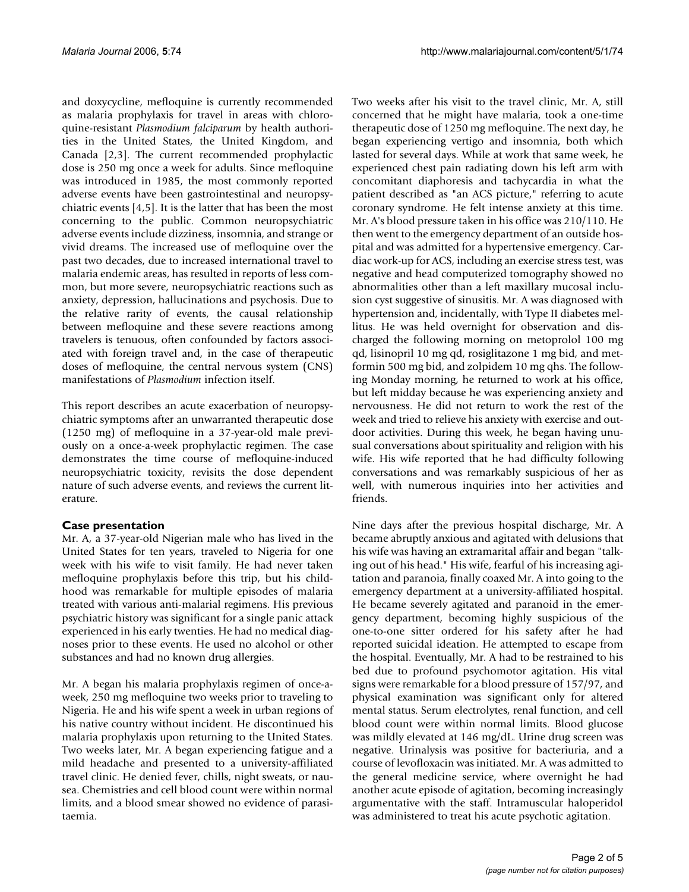and doxycycline, mefloquine is currently recommended as malaria prophylaxis for travel in areas with chloroquine-resistant *Plasmodium falciparum* by health authorities in the United States, the United Kingdom, and Canada [2,3]. The current recommended prophylactic dose is 250 mg once a week for adults. Since mefloquine was introduced in 1985, the most commonly reported adverse events have been gastrointestinal and neuropsychiatric events [4,5]. It is the latter that has been the most concerning to the public. Common neuropsychiatric adverse events include dizziness, insomnia, and strange or vivid dreams. The increased use of mefloquine over the past two decades, due to increased international travel to malaria endemic areas, has resulted in reports of less common, but more severe, neuropsychiatric reactions such as anxiety, depression, hallucinations and psychosis. Due to the relative rarity of events, the causal relationship between mefloquine and these severe reactions among travelers is tenuous, often confounded by factors associated with foreign travel and, in the case of therapeutic doses of mefloquine, the central nervous system (CNS) manifestations of *Plasmodium* infection itself.

This report describes an acute exacerbation of neuropsychiatric symptoms after an unwarranted therapeutic dose (1250 mg) of mefloquine in a 37-year-old male previously on a once-a-week prophylactic regimen. The case demonstrates the time course of mefloquine-induced neuropsychiatric toxicity, revisits the dose dependent nature of such adverse events, and reviews the current literature.

## Case presentation

Mr. A, a 37-year-old Nigerian male who has lived in the United States for ten years, traveled to Nigeria for one week with his wife to visit family. He had never taken mefloquine prophylaxis before this trip, but his childhood was remarkable for multiple episodes of malaria treated with various anti-malarial regimens. His previous psychiatric history was significant for a single panic attack experienced in his early twenties. He had no medical diagnoses prior to these events. He used no alcohol or other substances and had no known drug allergies.

Mr. A began his malaria prophylaxis regimen of once-a-week, 250 mg mefloquine two weeks prior to traveling to Nigeria. He and his wife spent a week in urban regions of his native country without incident. He discontinued his malaria prophylaxis upon returning to the United States. Two weeks later, Mr. A began experiencing fatigue and a mild headache and presented to a university-affiliated travel clinic. He denied fever, chills, night sweats, or nausea. Chemistries and cell blood count were within normal limits, and a blood smear showed no evidence of parasitaemia.

Two weeks after his visit to the travel clinic, Mr. A, still concerned that he might have malaria, took a one-time therapeutic dose of 1250 mg mefloquine. The next day, he began experiencing vertigo and insomnia, both which lasted for several days. While at work that same week, he experienced chest pain radiating down his left arm with concomitant diaphoresis and tachycardia in what the patient described as "an ACS picture," referring to acute coronary syndrome. He felt intense anxiety at this time. Mr. A's blood pressure taken in his office was 210/110. He then went to the emergency department of an outside hospital and was admitted for a hypertensive emergency. Cardiac work-up for ACS, including an exercise stress test, was negative and head computerized tomography showed no abnormalities other than a left maxillary mucosal inclusion cyst suggestive of sinusitis. Mr. A was diagnosed with hypertension and, incidentally, with Type II diabetes mellitus. He was held overnight for observation and discharged the following morning on metoprolol 100 mg qd, lisinopril 10 mg qd, rosiglitazone 1 mg bid, and metformin 500 mg bid, and zolpidem 10 mg qhs. The following Monday morning, he returned to work at his office, but left midday because he was experiencing anxiety and nervousness. He did not return to work the rest of the week and tried to relieve his anxiety with exercise and outdoor activities. During this week, he began having unusual conversations about spirituality and religion with his wife. His wife reported that he had difficulty following conversations and was remarkably suspicious of her as well, with numerous inquiries into her activities and friends.

Nine days after the previous hospital discharge, Mr. A became abruptly anxious and agitated with delusions that his wife was having an extramarital affair and began "talking out of his head." His wife, fearful of his increasing agitation and paranoia, finally coaxed Mr. A into going to the emergency department at a university-affiliated hospital. He became severely agitated and paranoid in the emergency department, becoming highly suspicious of the one-to-one sitter ordered for his safety after he had reported suicidal ideation. He attempted to escape from the hospital. Eventually, Mr. A had to be restrained to his bed due to profound psychomotor agitation. His vital signs were remarkable for a blood pressure of 157/97, and physical examination was significant only for altered mental status. Serum electrolytes, renal function, and cell blood count were within normal limits. Blood glucose was mildly elevated at 146 mg/dL. Urine drug screen was negative. Urinalysis was positive for bacteriuria, and a course of levofloxacin was initiated. Mr. A was admitted to the general medicine service, where overnight he had another acute episode of agitation, becoming increasingly argumentative with the staff. Intramuscular haloperidol was administered to treat his acute psychotic agitation.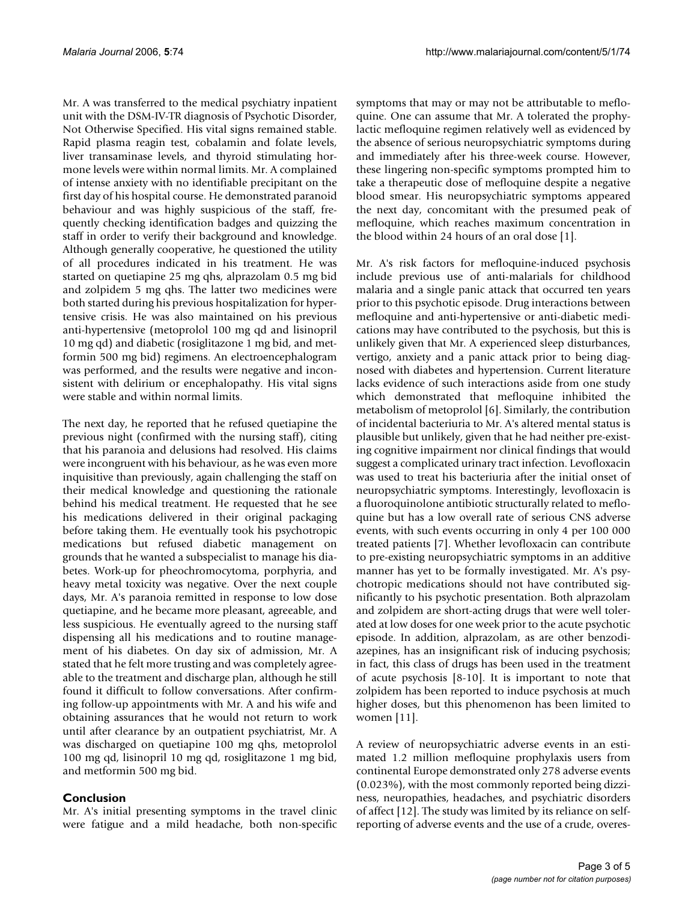Mr. A was transferred to the medical psychiatry inpatient unit with the DSM-IV-TR diagnosis of Psychotic Disorder, Not Otherwise Specified. His vital signs remained stable. Rapid plasma reagin test, cobalamin and folate levels, liver transaminase levels, and thyroid stimulating hormone levels were within normal limits. Mr. A complained of intense anxiety with no identifiable precipitant on the first day of his hospital course. He demonstrated paranoid behaviour and was highly suspicious of the staff, frequently checking identification badges and quizzing the staff in order to verify their background and knowledge. Although generally cooperative, he questioned the utility of all procedures indicated in his treatment. He was started on quetiapine 25 mg qhs, alprazolam 0.5 mg bid and zolpidem 5 mg qhs. The latter two medicines were both started during his previous hospitalization for hypertensive crisis. He was also maintained on his previous anti-hypertensive (metoprolol 100 mg qd and lisinopril 10 mg qd) and diabetic (rosiglitazone 1 mg bid, and metformin 500 mg bid) regimens. An electroencephalogram was performed, and the results were negative and inconsistent with delirium or encephalopathy. His vital signs were stable and within normal limits.

The next day, he reported that he refused quetiapine the previous night (confirmed with the nursing staff), citing that his paranoia and delusions had resolved. His claims were incongruent with his behaviour, as he was even more inquisitive than previously, again challenging the staff on their medical knowledge and questioning the rationale behind his medical treatment. He requested that he see his medications delivered in their original packaging before taking them. He eventually took his psychotropic medications but refused diabetic management on grounds that he wanted a subspecialist to manage his diabetes. Work-up for pheochromocytoma, porphyria, and heavy metal toxicity was negative. Over the next couple days, Mr. A's paranoia remitted in response to low dose quetiapine, and he became more pleasant, agreeable, and less suspicious. He eventually agreed to the nursing staff dispensing all his medications and to routine management of his diabetes. On day six of admission, Mr. A stated that he felt more trusting and was completely agreeable to the treatment and discharge plan, although he still found it difficult to follow conversations. After confirming follow-up appointments with Mr. A and his wife and obtaining assurances that he would not return to work until after clearance by an outpatient psychiatrist, Mr. A was discharged on quetiapine 100 mg qhs, metoprolol 100 mg qd, lisinopril 10 mg qd, rosiglitazone 1 mg bid, and metformin 500 mg bid.

## Conclusion

Mr. A's initial presenting symptoms in the travel clinic were fatigue and a mild headache, both non-specific symptoms that may or may not be attributable to mefloquine. One can assume that Mr. A tolerated the prophylactic mefloquine regimen relatively well as evidenced by the absence of serious neuropsychiatric symptoms during and immediately after his three-week course. However, these lingering non-specific symptoms prompted him to take a therapeutic dose of mefloquine despite a negative blood smear. His neuropsychiatric symptoms appeared the next day, concomitant with the presumed peak of mefloquine, which reaches maximum concentration in the blood within 24 hours of an oral dose [1].

Mr. A's risk factors for mefloquine-induced psychosis include previous use of anti-malarials for childhood malaria and a single panic attack that occurred ten years prior to this psychotic episode. Drug interactions between mefloquine and anti-hypertensive or anti-diabetic medications may have contributed to the psychosis, but this is unlikely given that Mr. A experienced sleep disturbances, vertigo, anxiety and a panic attack prior to being diagnosed with diabetes and hypertension. Current literature lacks evidence of such interactions aside from one study which demonstrated that mefloquine inhibited the metabolism of metoprolol [6]. Similarly, the contribution of incidental bacteriuria to Mr. A's altered mental status is plausible but unlikely, given that he had neither pre-existing cognitive impairment nor clinical findings that would suggest a complicated urinary tract infection. Levofloxacin was used to treat his bacteriuria after the initial onset of neuropsychiatric symptoms. Interestingly, levofloxacin is a fluoroquinolone antibiotic structurally related to mefloquine but has a low overall rate of serious CNS adverse events, with such events occurring in only 4 per 100 000 treated patients [7]. Whether levofloxacin can contribute to pre-existing neuropsychiatric symptoms in an additive manner has yet to be formally investigated. Mr. A's psychotropic medications should not have contributed significantly to his psychotic presentation. Both alprazolam and zolpidem are short-acting drugs that were well tolerated at low doses for one week prior to the acute psychotic episode. In addition, alprazolam, as are other benzodiazepines, has an insignificant risk of inducing psychosis; in fact, this class of drugs has been used in the treatment of acute psychosis [8-10]. It is important to note that zolpidem has been reported to induce psychosis at much higher doses, but this phenomenon has been limited to women [11].

A review of neuropsychiatric adverse events in an estimated 1.2 million mefloquine prophylaxis users from continental Europe demonstrated only 278 adverse events (0.023%), with the most commonly reported being dizziness, neuropathies, headaches, and psychiatric disorders of affect [12]. The study was limited by its reliance on self-reporting of adverse events and the use of a crude, overes-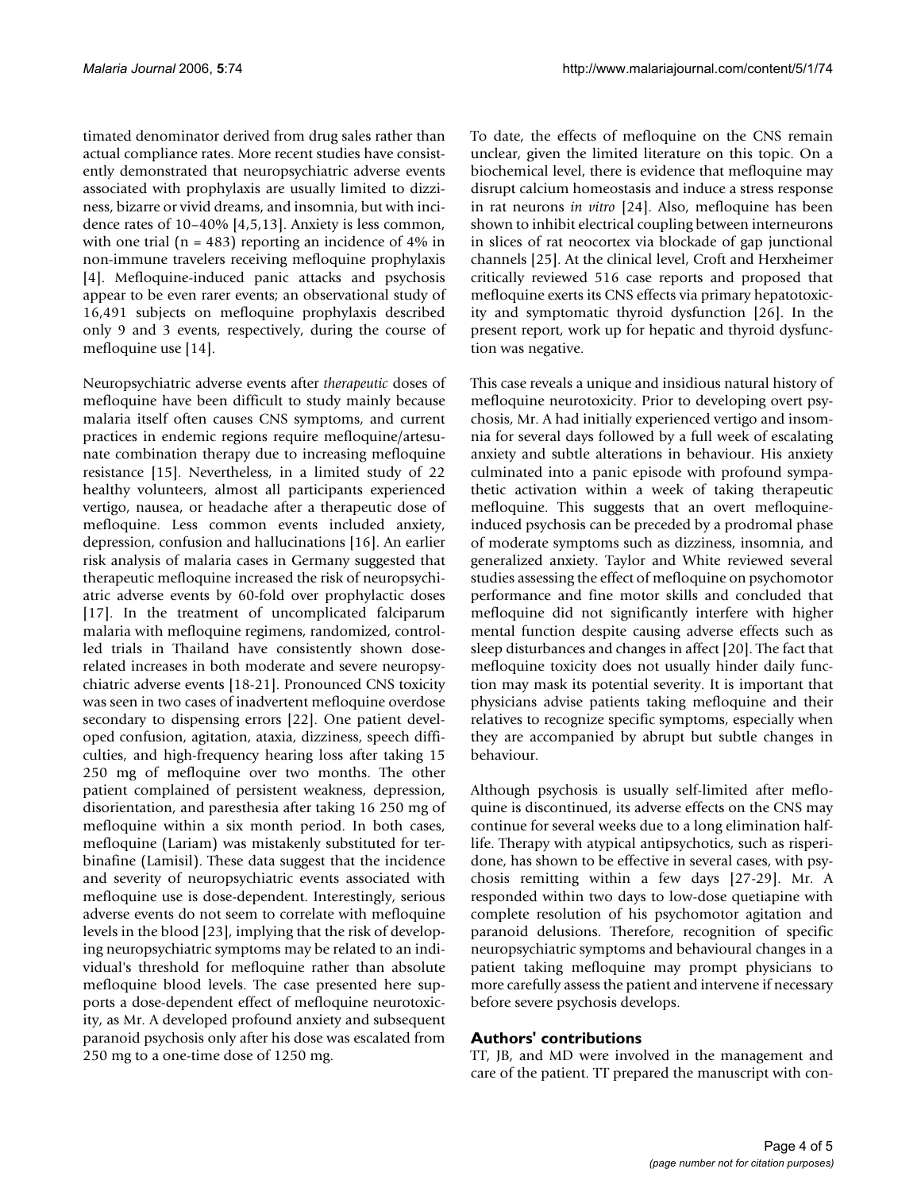timated denominator derived from drug sales rather than actual compliance rates. More recent studies have consistently demonstrated that neuropsychiatric adverse events associated with prophylaxis are usually limited to dizziness, bizarre or vivid dreams, and insomnia, but with incidence rates of 10–40% [4,5,13]. Anxiety is less common, with one trial (n = 483) reporting an incidence of 4% in non-immune travelers receiving mefloquine prophylaxis [4]. Mefloquine-induced panic attacks and psychosis appear to be even rarer events; an observational study of 16,491 subjects on mefloquine prophylaxis described only 9 and 3 events, respectively, during the course of mefloquine use [14].

Neuropsychiatric adverse events after *therapeutic* doses of mefloquine have been difficult to study mainly because malaria itself often causes CNS symptoms, and current practices in endemic regions require mefloquine/artesunate combination therapy due to increasing mefloquine resistance [15]. Nevertheless, in a limited study of 22 healthy volunteers, almost all participants experienced vertigo, nausea, or headache after a therapeutic dose of mefloquine. Less common events included anxiety, depression, confusion and hallucinations [16]. An earlier risk analysis of malaria cases in Germany suggested that therapeutic mefloquine increased the risk of neuropsychiatric adverse events by 60-fold over prophylactic doses [17]. In the treatment of uncomplicated falciparum malaria with mefloquine regimens, randomized, controlled trials in Thailand have consistently shown dose-related increases in both moderate and severe neuropsychiatric adverse events [18-21]. Pronounced CNS toxicity was seen in two cases of inadvertent mefloquine overdose secondary to dispensing errors [22]. One patient developed confusion, agitation, ataxia, dizziness, speech difficulties, and high-frequency hearing loss after taking 15 250 mg of mefloquine over two months. The other patient complained of persistent weakness, depression, disorientation, and paresthesia after taking 16 250 mg of mefloquine within a six month period. In both cases, mefloquine (Lariam) was mistakenly substituted for terbinafine (Lamisil). These data suggest that the incidence and severity of neuropsychiatric events associated with mefloquine use is dose-dependent. Interestingly, serious adverse events do not seem to correlate with mefloquine levels in the blood [23], implying that the risk of developing neuropsychiatric symptoms may be related to an individual's threshold for mefloquine rather than absolute mefloquine blood levels. The case presented here supports a dose-dependent effect of mefloquine neurotoxicity, as Mr. A developed profound anxiety and subsequent paranoid psychosis only after his dose was escalated from 250 mg to a one-time dose of 1250 mg.

To date, the effects of mefloquine on the CNS remain unclear, given the limited literature on this topic. On a biochemical level, there is evidence that mefloquine may disrupt calcium homeostasis and induce a stress response in rat neurons *in vitro* [24]. Also, mefloquine has been shown to inhibit electrical coupling between interneurons in slices of rat neocortex via blockade of gap junctional channels [25]. At the clinical level, Croft and Herxheimer critically reviewed 516 case reports and proposed that mefloquine exerts its CNS effects via primary hepatotoxicity and symptomatic thyroid dysfunction [26]. In the present report, work up for hepatic and thyroid dysfunction was negative.

This case reveals a unique and insidious natural history of mefloquine neurotoxicity. Prior to developing overt psychosis, Mr. A had initially experienced vertigo and insomnia for several days followed by a full week of escalating anxiety and subtle alterations in behaviour. His anxiety culminated into a panic episode with profound sympathetic activation within a week of taking therapeutic mefloquine. This suggests that an overt mefloquine-induced psychosis can be preceded by a prodromal phase of moderate symptoms such as dizziness, insomnia, and generalized anxiety. Taylor and White reviewed several studies assessing the effect of mefloquine on psychomotor performance and fine motor skills and concluded that mefloquine did not significantly interfere with higher mental function despite causing adverse effects such as sleep disturbances and changes in affect [20]. The fact that mefloquine toxicity does not usually hinder daily function may mask its potential severity. It is important that physicians advise patients taking mefloquine and their relatives to recognize specific symptoms, especially when they are accompanied by abrupt but subtle changes in behaviour.

Although psychosis is usually self-limited after mefloquine is discontinued, its adverse effects on the CNS may continue for several weeks due to a long elimination half-life. Therapy with atypical antipsychotics, such as risperidone, has shown to be effective in several cases, with psychosis remitting within a few days [27-29]. Mr. A responded within two days to low-dose quetiapine with complete resolution of his psychomotor agitation and paranoid delusions. Therefore, recognition of specific neuropsychiatric symptoms and behavioural changes in a patient taking mefloquine may prompt physicians to more carefully assess the patient and intervene if necessary before severe psychosis develops.

## Authors' contributions

TT, JB, and MD were involved in the management and care of the patient. TT prepared the manuscript with con-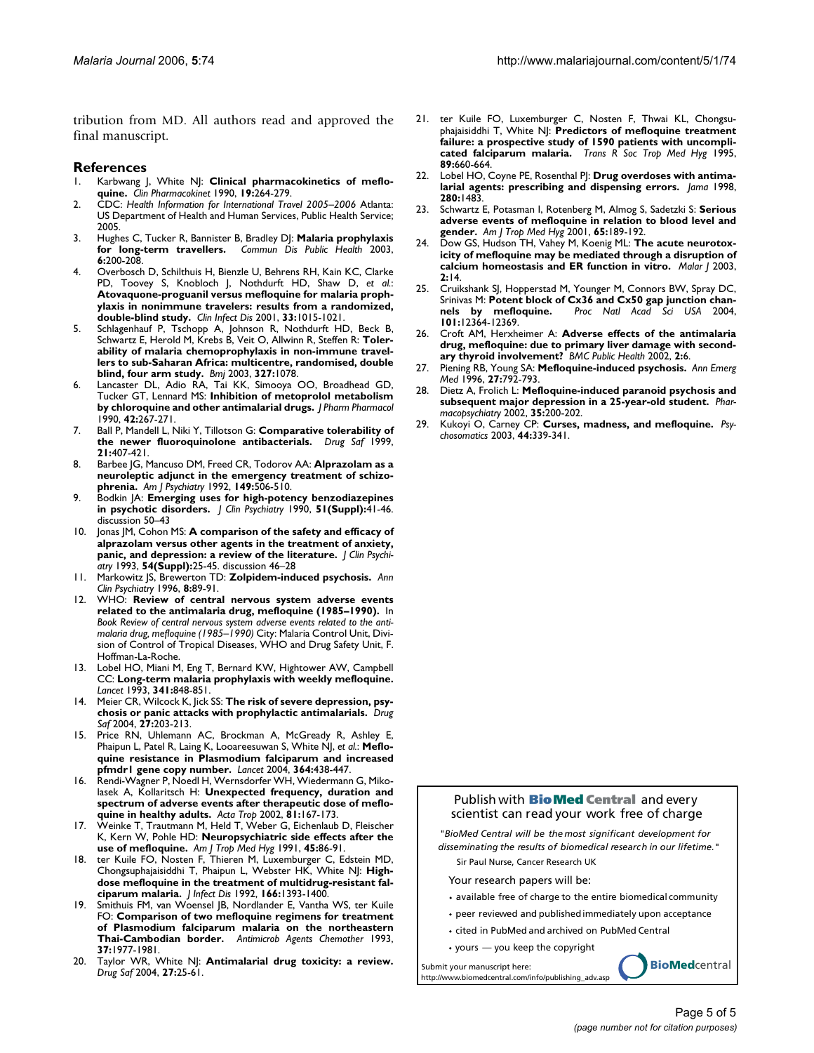tribution from MD. All authors read and approved the final manuscript.

## References

1. Karbwang J, White NJ: **Clinical pharmacokinetics of mefloquine.** *Clin Pharmacokinet* 1990, **19:**264-279.
2. CDC: *Health Information for International Travel 2005–2006* Atlanta: US Department of Health and Human Services, Public Health Service; 2005.
3. Hughes C, Tucker R, Bannister B, Bradley DJ: **Malaria prophylaxis for long-term travellers.** *Commun Dis Public Health* 2003, **6:**200-208.
4. Overbosch D, Schilthuis H, Bienzle U, Behrens RH, Kain KC, Clarke PD, Toovey S, Knobloch J, Nothdurft HD, Shaw D, *et al.*: **Atovaquone-proguanil versus mefloquine for malaria prophylaxis in nonimmune travelers: results from a randomized, double-blind study.** *Clin Infect Dis* 2001, **33:**1015-1021.
5. Schlagenhauf P, Tschopp A, Johnson R, Nothdurft HD, Beck B, Schwartz E, Herold M, Krebs B, Veit O, Allwinn R, Steffen R: **Tolerability of malaria chemoprophylaxis in non-immune travellers to sub-Saharan Africa: multicentre, randomised, double blind, four arm study.** *Bmj* 2003, **327:**1078.
6. Lancaster DL, Adio RA, Tai KK, Simooya OO, Broadhead GD, Tucker GT, Lennard MS: **Inhibition of metoprolol metabolism by chloroquine and other antimalarial drugs.** *J Pharm Pharmacol* 1990, **42:**267-271.
7. Ball P, Mandell L, Niki Y, Tillotson G: **Comparative tolerability of the newer fluoroquinolone antibacterials.** *Drug Saf* 1999, **21:**407-421.
8. Barbee JG, Mancuso DM, Freed CR, Todorov AA: **Alprazolam as a neuroleptic adjunct in the emergency treatment of schizophrenia.** *Am J Psychiatry* 1992, **149:**506-510.
9. Bodkin JA: **Emerging uses for high-potency benzodiazepines in psychotic disorders.** *J Clin Psychiatry* 1990, **51(Suppl):**41-46. discussion 50–43
10. Jonas JM, Cohon MS: **A comparison of the safety and efficacy of alprazolam versus other agents in the treatment of anxiety, panic, and depression: a review of the literature.** *J Clin Psychiatry* 1993, **54(Suppl):**25-45. discussion 46–28
11. Markowitz JS, Brewerton TD: **Zolpidem-induced psychosis.** *Ann Clin Psychiatry* 1996, **8:**89-91.
12. WHO: **Review of central nervous system adverse events related to the antimalaria drug, mefloquine (1985–1990).** In *Book Review of central nervous system adverse events related to the antimalaria drug, mefloquine (1985–1990)* City: Malaria Control Unit, Division of Control of Tropical Diseases, WHO and Drug Safety Unit, F. Hoffman-La-Roche.
13. Lobel HO, Miani M, Eng T, Bernard KW, Hightower AW, Campbell CC: **Long-term malaria prophylaxis with weekly mefloquine.** *Lancet* 1993, **341:**848-851.
14. Meier CR, Wilcock K, Jick SS: **The risk of severe depression, psychosis or panic attacks with prophylactic antimalarials.** *Drug Saf* 2004, **27:**203-213.
15. Price RN, Uhlemann AC, Brockman A, McGready R, Ashley E, Phaipun L, Patel R, Laing K, Looareesuwan S, White NJ, *et al.*: **Mefloquine resistance in Plasmodium falciparum and increased pfmdr1 gene copy number.** *Lancet* 2004, **364:**438-447.
16. Rendi-Wagner P, Noedl H, Wernsdorfer WH, Wiedermann G, Mikolasek A, Kollaritsch H: **Unexpected frequency, duration and spectrum of adverse events after therapeutic dose of mefloquine in healthy adults.** *Acta Trop* 2002, **81:**167-173.
17. Weinke T, Trautmann M, Held T, Weber G, Eichenlaub D, Fleischer K, Kern W, Pohle HD: **Neuropsychiatric side effects after the use of mefloquine.** *Am J Trop Med Hyg* 1991, **45:**86-91.
18. ter Kuile FO, Nosten F, Thieren M, Luxemburger C, Edstein MD, Chongsuphajaisiddhi T, Phaipun L, Webster HK, White NJ: **High-dose mefloquine in the treatment of multidrug-resistant falciparum malaria.** *J Infect Dis* 1992, **166:**1393-1400.
19. Smithuis FM, van Woensel JB, Nordlander E, Vantha WS, ter Kuile FO: **Comparison of two mefloquine regimens for treatment of Plasmodium falciparum malaria on the northeastern Thai-Cambodian border.** *Antimicrob Agents Chemother* 1993, **37:**1977-1981.
20. Taylor WR, White NJ: **Antimalarial drug toxicity: a review.** *Drug Saf* 2004, **27:**25-61.
21. ter Kuile FO, Luxemburger C, Nosten F, Thwai KL, Chongsuphajaisiddhi T, White NJ: **Predictors of mefloquine treatment failure: a prospective study of 1590 patients with uncomplicated falciparum malaria.** *Trans R Soc Trop Med Hyg* 1995, **89:**660-664.
22. Lobel HO, Coyne PE, Rosenthal PJ: **Drug overdoses with antimalarial agents: prescribing and dispensing errors.** *Jama* 1998, **280:**1483.
23. Schwartz E, Potasman I, Rotenberg M, Almog S, Sadetzki S: **Serious adverse events of mefloquine in relation to blood level and gender.** *Am J Trop Med Hyg* 2001, **65:**189-192.
24. Dow GS, Hudson TH, Vahey M, Koenig ML: **The acute neurotoxicity of mefloquine may be mediated through a disruption of calcium homeostasis and ER function in vitro.** *Malar J* 2003, **2:**14.
25. Cruikshank SJ, Hopperstad M, Younger M, Connors BW, Spray DC, Srinivas M: **Potent block of Cx36 and Cx50 gap junction channels by mefloquine.** *Proc Natl Acad Sci USA* 2004, **101:**12364-12369.
26. Croft AM, Herxheimer A: **Adverse effects of the antimalaria drug, mefloquine: due to primary liver damage with secondary thyroid involvement?** *BMC Public Health* 2002, **2:**6.
27. Piening RB, Young SA: **Mefloquine-induced psychosis.** *Ann Emerg Med* 1996, **27:**792-793.
28. Dietz A, Frolich L: **Mefloquine-induced paranoid psychosis and subsequent major depression in a 25-year-old student.** *Pharmacopsychiatry* 2002, **35:**200-202.
29. Kukoyi O, Carney CP: **Curses, madness, and mefloquine.** *Psychosomatics* 2003, **44:**339-341.

Publish with **BioMed Central** and every scientist can read your work free of charge

*"BioMed Central will be the most significant development for disseminating the results of biomedical research in our lifetime."*

Sir Paul Nurse, Cancer Research UK

Your research papers will be:

- available free of charge to the entire biomedical community
- peer reviewed and published immediately upon acceptance
- cited in PubMed and archived on PubMed Central
- yours — you keep the copyright

Submit your manuscript here:
http://www.biomedcentral.com/info/publishing_adv.asp

BioMedcentral